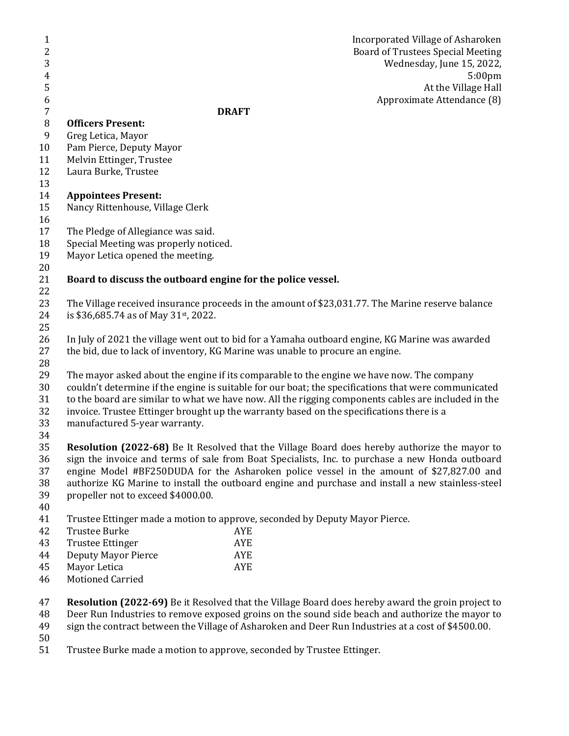Incorporated Village of Asharoken
Board of Trustees Special Meeting
Wednesday, June 15, 2022,
5:00pm
At the Village Hall
Approximate Attendance (8)

**DRAFT**

**Officers Present:**
Greg Letica, Mayor
Pam Pierce, Deputy Mayor
Melvin Ettinger, Trustee
Laura Burke, Trustee

**Appointees Present:**
Nancy Rittenhouse, Village Clerk

The Pledge of Allegiance was said.
Special Meeting was properly noticed.
Mayor Letica opened the meeting.

**Board to discuss the outboard engine for the police vessel.**

The Village received insurance proceeds in the amount of $23,031.77. The Marine reserve balance is $36,685.74 as of May 31st, 2022.

In July of 2021 the village went out to bid for a Yamaha outboard engine, KG Marine was awarded the bid, due to lack of inventory, KG Marine was unable to procure an engine.

The mayor asked about the engine if its comparable to the engine we have now. The company couldn't determine if the engine is suitable for our boat; the specifications that were communicated to the board are similar to what we have now. All the rigging components cables are included in the invoice. Trustee Ettinger brought up the warranty based on the specifications there is a manufactured 5-year warranty.

**Resolution (2022-68)** Be It Resolved that the Village Board does hereby authorize the mayor to sign the invoice and terms of sale from Boat Specialists, Inc. to purchase a new Honda outboard engine Model #BF250DUDA for the Asharoken police vessel in the amount of $27,827.00 and authorize KG Marine to install the outboard engine and purchase and install a new stainless-steel propeller not to exceed $4000.00.

Trustee Ettinger made a motion to approve, seconded by Deputy Mayor Pierce.

| | |
|---|---|
| Trustee Burke | AYE |
| Trustee Ettinger | AYE |
| Deputy Mayor Pierce | AYE |
| Mayor Letica | AYE |

Motioned Carried

**Resolution (2022-69)** Be it Resolved that the Village Board does hereby award the groin project to Deer Run Industries to remove exposed groins on the sound side beach and authorize the mayor to sign the contract between the Village of Asharoken and Deer Run Industries at a cost of $4500.00.

Trustee Burke made a motion to approve, seconded by Trustee Ettinger.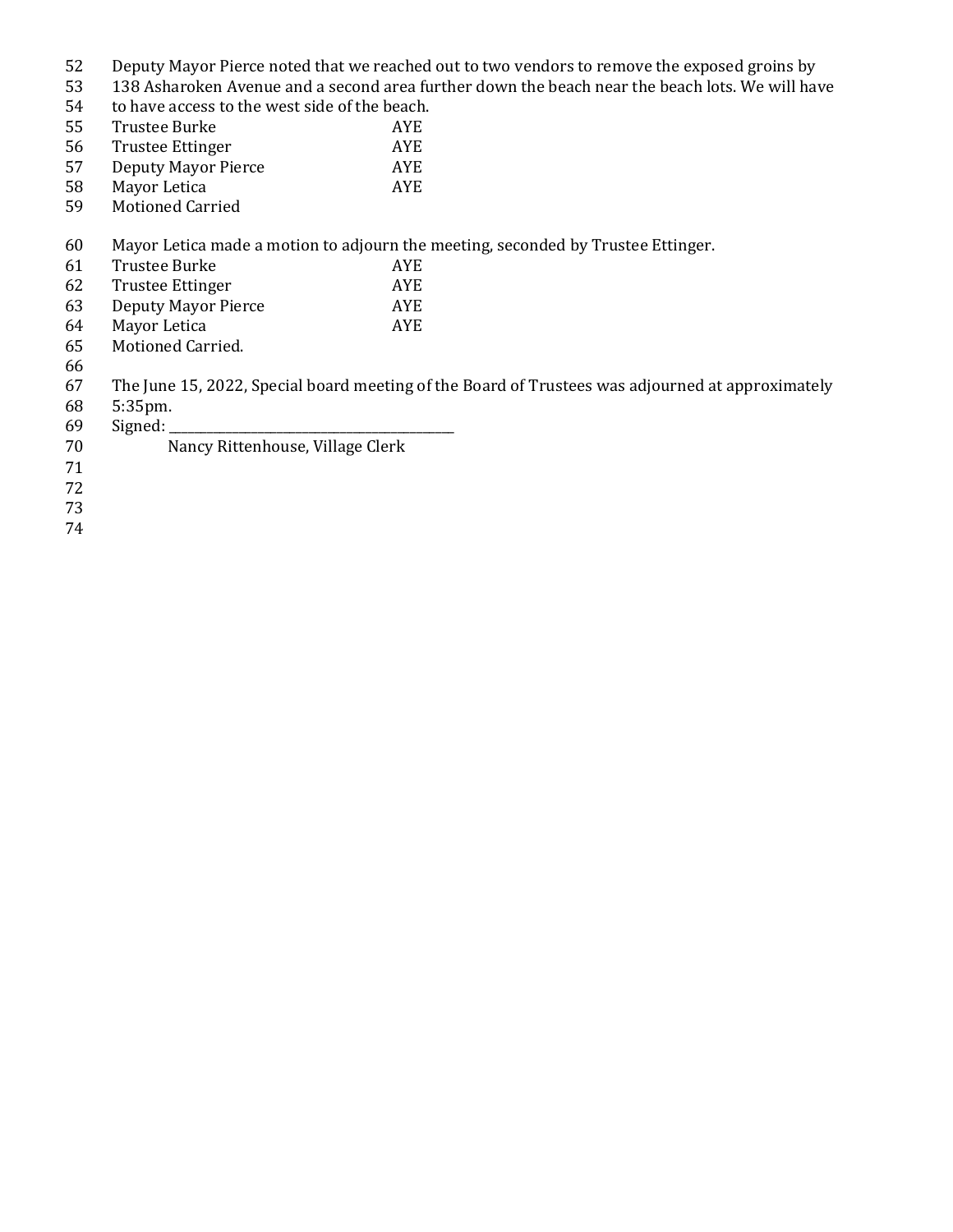Deputy Mayor Pierce noted that we reached out to two vendors to remove the exposed groins by 138 Asharoken Avenue and a second area further down the beach near the beach lots. We will have to have access to the west side of the beach.

| | |
|---|---|
| Trustee Burke | AYE |
| Trustee Ettinger | AYE |
| Deputy Mayor Pierce | AYE |
| Mayor Letica | AYE |

Motioned Carried

Mayor Letica made a motion to adjourn the meeting, seconded by Trustee Ettinger.

| | |
|---|---|
| Trustee Burke | AYE |
| Trustee Ettinger | AYE |
| Deputy Mayor Pierce | AYE |
| Mayor Letica | AYE |

Motioned Carried.

The June 15, 2022, Special board meeting of the Board of Trustees was adjourned at approximately 5:35pm.

Signed: ___________________________________

Nancy Rittenhouse, Village Clerk